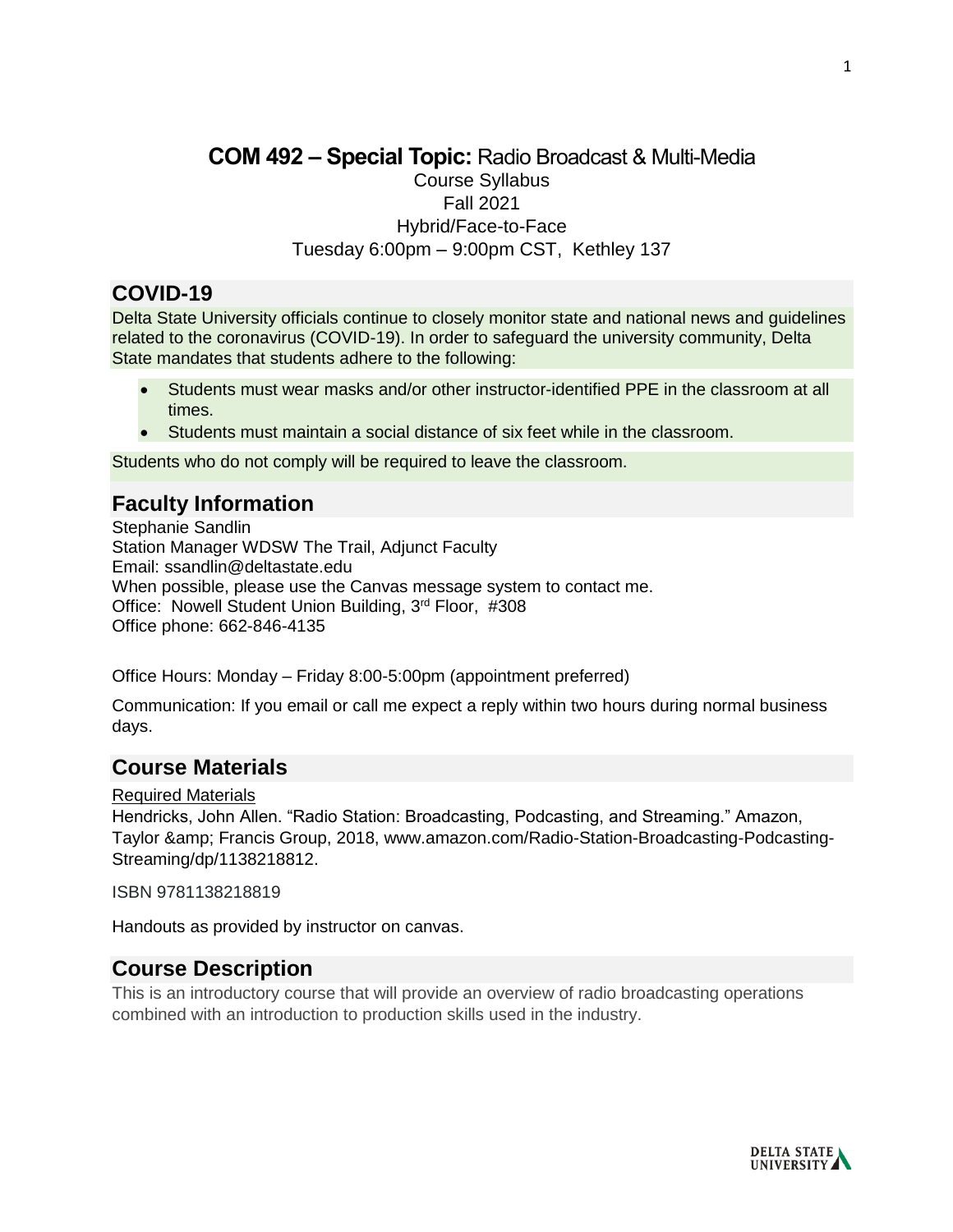# COM 492 – Special Topic: Radio Broadcast & Multi-Media

Course Syllabus
Fall 2021
Hybrid/Face-to-Face
Tuesday 6:00pm – 9:00pm CST, Kethley 137

## COVID-19

Delta State University officials continue to closely monitor state and national news and guidelines related to the coronavirus (COVID-19). In order to safeguard the university community, Delta State mandates that students adhere to the following:

- Students must wear masks and/or other instructor-identified PPE in the classroom at all times.
- Students must maintain a social distance of six feet while in the classroom.

Students who do not comply will be required to leave the classroom.

## Faculty Information

Stephanie Sandlin
Station Manager WDSW The Trail, Adjunct Faculty
Email: ssandlin@deltastate.edu
When possible, please use the Canvas message system to contact me.
Office: Nowell Student Union Building, 3rd Floor, #308
Office phone: 662-846-4135

Office Hours: Monday – Friday 8:00-5:00pm (appointment preferred)

Communication: If you email or call me expect a reply within two hours during normal business days.

## Course Materials

Required Materials

Hendricks, John Allen. "Radio Station: Broadcasting, Podcasting, and Streaming." Amazon, Taylor &amp; Francis Group, 2018, www.amazon.com/Radio-Station-Broadcasting-Podcasting-Streaming/dp/1138218812.

ISBN 9781138218819

Handouts as provided by instructor on canvas.

## Course Description

This is an introductory course that will provide an overview of radio broadcasting operations combined with an introduction to production skills used in the industry.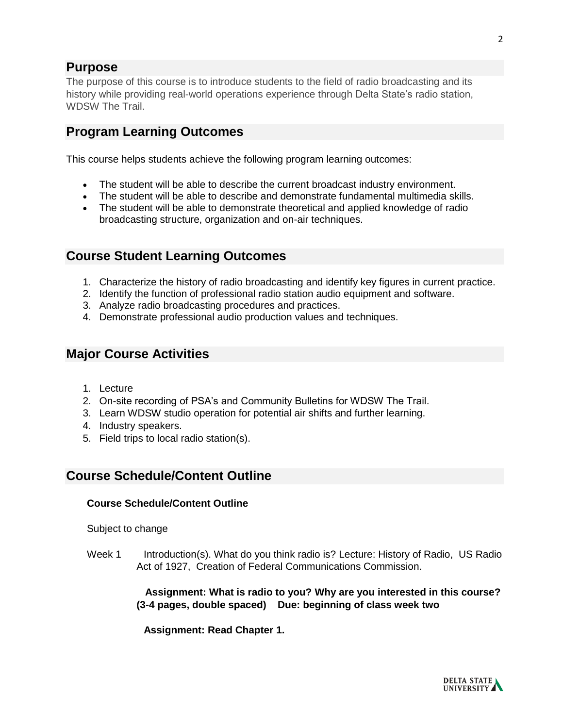## Purpose

The purpose of this course is to introduce students to the field of radio broadcasting and its history while providing real-world operations experience through Delta State's radio station, WDSW The Trail.

## Program Learning Outcomes

This course helps students achieve the following program learning outcomes:

- The student will be able to describe the current broadcast industry environment.
- The student will be able to describe and demonstrate fundamental multimedia skills.
- The student will be able to demonstrate theoretical and applied knowledge of radio broadcasting structure, organization and on-air techniques.

## Course Student Learning Outcomes

1. Characterize the history of radio broadcasting and identify key figures in current practice.
2. Identify the function of professional radio station audio equipment and software.
3. Analyze radio broadcasting procedures and practices.
4. Demonstrate professional audio production values and techniques.

## Major Course Activities

1. Lecture
2. On-site recording of PSA's and Community Bulletins for WDSW The Trail.
3. Learn WDSW studio operation for potential air shifts and further learning.
4. Industry speakers.
5. Field trips to local radio station(s).

## Course Schedule/Content Outline

**Course Schedule/Content Outline**

Subject to change

Week 1 Introduction(s). What do you think radio is? Lecture: History of Radio, US Radio Act of 1927, Creation of Federal Communications Commission.

**Assignment: What is radio to you? Why are you interested in this course? (3-4 pages, double spaced) Due: beginning of class week two**

**Assignment: Read Chapter 1.**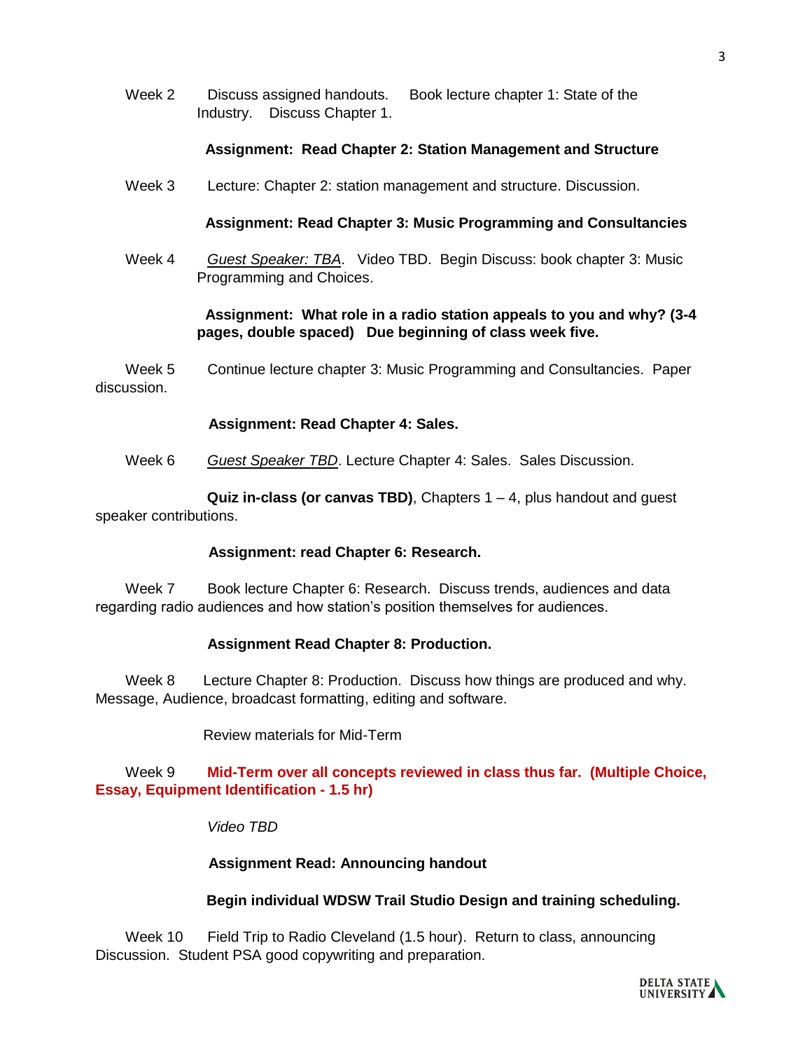Week 2 Discuss assigned handouts. Book lecture chapter 1: State of the Industry. Discuss Chapter 1.

**Assignment: Read Chapter 2: Station Management and Structure**

Week 3 Lecture: Chapter 2: station management and structure. Discussion.

**Assignment: Read Chapter 3: Music Programming and Consultancies**

Week 4 <u>*Guest Speaker: TBA*</u>. Video TBD. Begin Discuss: book chapter 3: Music Programming and Choices.

**Assignment: What role in a radio station appeals to you and why? (3-4 pages, double spaced) Due beginning of class week five.**

Week 5 Continue lecture chapter 3: Music Programming and Consultancies. Paper discussion.

**Assignment: Read Chapter 4: Sales.**

Week 6 <u>*Guest Speaker TBD*</u>. Lecture Chapter 4: Sales. Sales Discussion.

**Quiz in-class (or canvas TBD)**, Chapters 1 – 4, plus handout and guest speaker contributions.

**Assignment: read Chapter 6: Research.**

Week 7 Book lecture Chapter 6: Research. Discuss trends, audiences and data regarding radio audiences and how station's position themselves for audiences.

**Assignment Read Chapter 8: Production.**

Week 8 Lecture Chapter 8: Production. Discuss how things are produced and why. Message, Audience, broadcast formatting, editing and software.

Review materials for Mid-Term

Week 9 **Mid-Term over all concepts reviewed in class thus far. (Multiple Choice, Essay, Equipment Identification - 1.5 hr)**

*Video TBD*

**Assignment Read: Announcing handout**

**Begin individual WDSW Trail Studio Design and training scheduling.**

Week 10 Field Trip to Radio Cleveland (1.5 hour). Return to class, announcing Discussion. Student PSA good copywriting and preparation.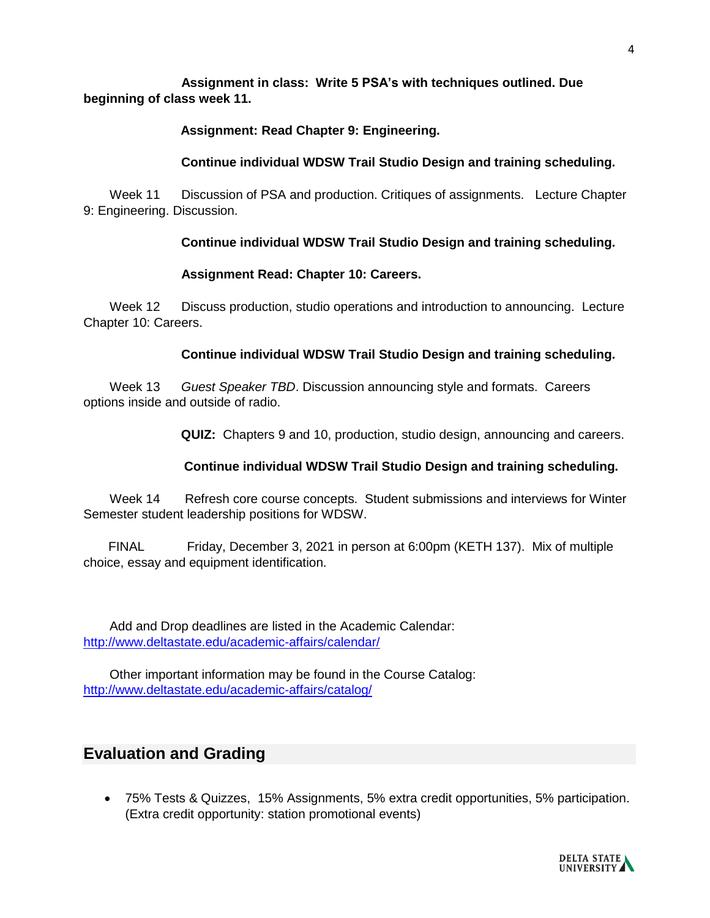**Assignment in class: Write 5 PSA's with techniques outlined. Due beginning of class week 11.**

**Assignment: Read Chapter 9: Engineering.**

**Continue individual WDSW Trail Studio Design and training scheduling.**

Week 11 Discussion of PSA and production. Critiques of assignments. Lecture Chapter 9: Engineering. Discussion.

**Continue individual WDSW Trail Studio Design and training scheduling.**

**Assignment Read: Chapter 10: Careers.**

Week 12 Discuss production, studio operations and introduction to announcing. Lecture Chapter 10: Careers.

**Continue individual WDSW Trail Studio Design and training scheduling.**

Week 13 *Guest Speaker TBD*. Discussion announcing style and formats. Careers options inside and outside of radio.

**QUIZ:** Chapters 9 and 10, production, studio design, announcing and careers.

**Continue individual WDSW Trail Studio Design and training scheduling.**

Week 14 Refresh core course concepts. Student submissions and interviews for Winter Semester student leadership positions for WDSW.

FINAL Friday, December 3, 2021 in person at 6:00pm (KETH 137). Mix of multiple choice, essay and equipment identification.

Add and Drop deadlines are listed in the Academic Calendar: http://www.deltastate.edu/academic-affairs/calendar/

Other important information may be found in the Course Catalog: http://www.deltastate.edu/academic-affairs/catalog/

## Evaluation and Grading

- 75% Tests & Quizzes, 15% Assignments, 5% extra credit opportunities, 5% participation. (Extra credit opportunity: station promotional events)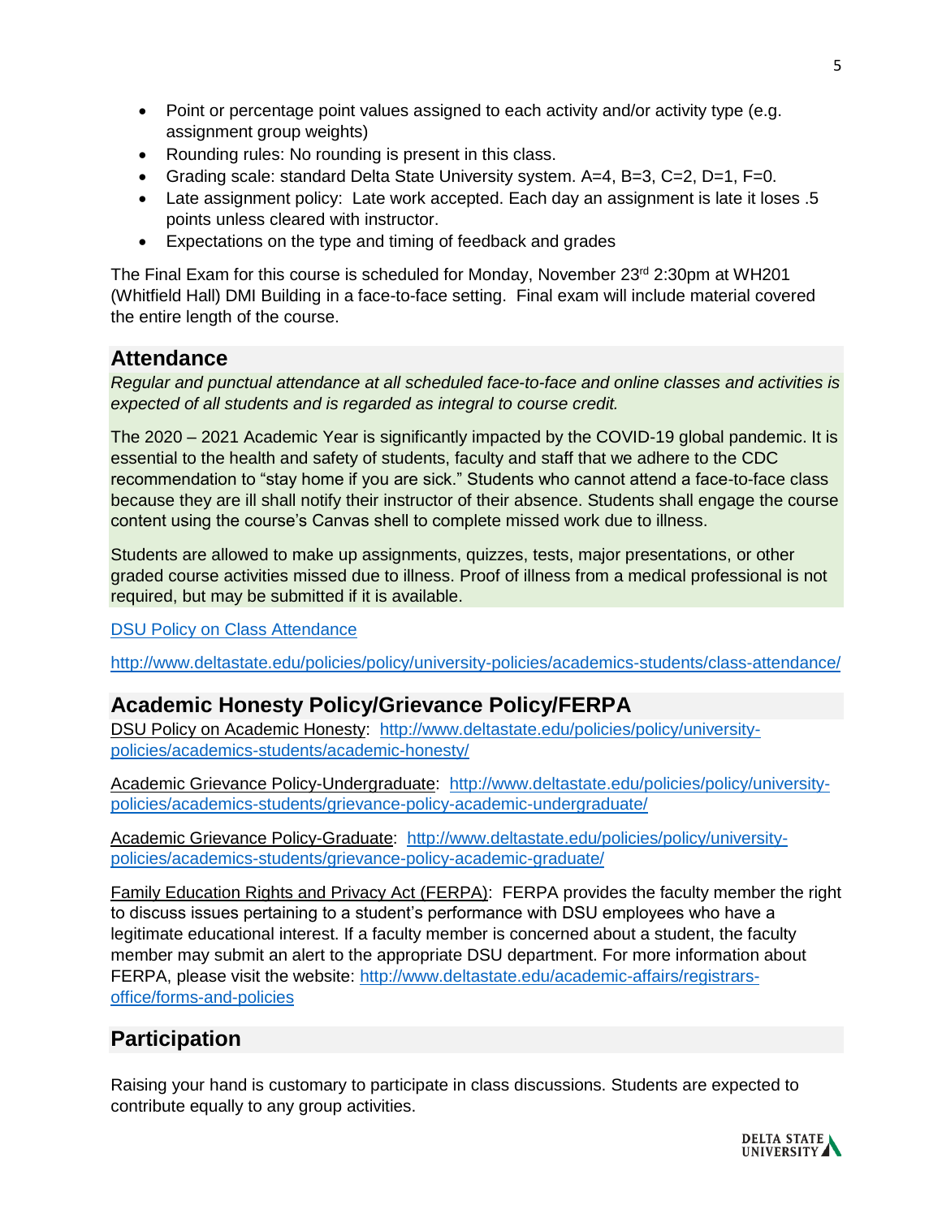- Point or percentage point values assigned to each activity and/or activity type (e.g. assignment group weights)
- Rounding rules: No rounding is present in this class.
- Grading scale: standard Delta State University system. A=4, B=3, C=2, D=1, F=0.
- Late assignment policy: Late work accepted. Each day an assignment is late it loses .5 points unless cleared with instructor.
- Expectations on the type and timing of feedback and grades

The Final Exam for this course is scheduled for Monday, November 23rd 2:30pm at WH201 (Whitfield Hall) DMI Building in a face-to-face setting. Final exam will include material covered the entire length of the course.

## Attendance

*Regular and punctual attendance at all scheduled face-to-face and online classes and activities is expected of all students and is regarded as integral to course credit.*

The 2020 – 2021 Academic Year is significantly impacted by the COVID-19 global pandemic. It is essential to the health and safety of students, faculty and staff that we adhere to the CDC recommendation to "stay home if you are sick." Students who cannot attend a face-to-face class because they are ill shall notify their instructor of their absence. Students shall engage the course content using the course's Canvas shell to complete missed work due to illness.

Students are allowed to make up assignments, quizzes, tests, major presentations, or other graded course activities missed due to illness. Proof of illness from a medical professional is not required, but may be submitted if it is available.

[DSU Policy on Class Attendance](http://www.deltastate.edu/policies/policy/university-policies/academics-students/class-attendance/)

http://www.deltastate.edu/policies/policy/university-policies/academics-students/class-attendance/

## Academic Honesty Policy/Grievance Policy/FERPA

DSU Policy on Academic Honesty: http://www.deltastate.edu/policies/policy/university-policies/academics-students/academic-honesty/

Academic Grievance Policy-Undergraduate: http://www.deltastate.edu/policies/policy/university-policies/academics-students/grievance-policy-academic-undergraduate/

Academic Grievance Policy-Graduate: http://www.deltastate.edu/policies/policy/university-policies/academics-students/grievance-policy-academic-graduate/

Family Education Rights and Privacy Act (FERPA): FERPA provides the faculty member the right to discuss issues pertaining to a student's performance with DSU employees who have a legitimate educational interest. If a faculty member is concerned about a student, the faculty member may submit an alert to the appropriate DSU department. For more information about FERPA, please visit the website: http://www.deltastate.edu/academic-affairs/registrars-office/forms-and-policies

## Participation

Raising your hand is customary to participate in class discussions. Students are expected to contribute equally to any group activities.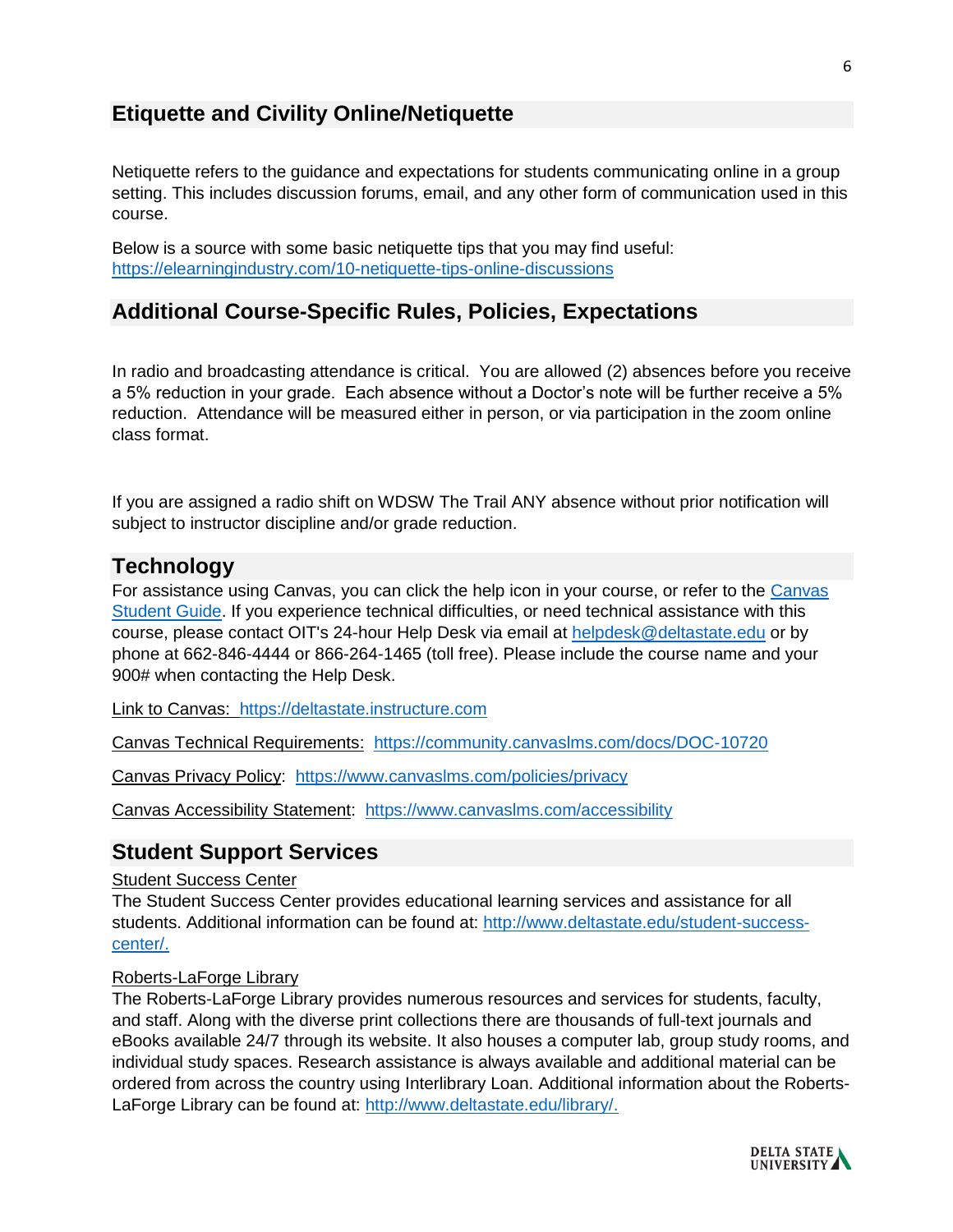## Etiquette and Civility Online/Netiquette

Netiquette refers to the guidance and expectations for students communicating online in a group setting. This includes discussion forums, email, and any other form of communication used in this course.

Below is a source with some basic netiquette tips that you may find useful: [https://elearningindustry.com/10-netiquette-tips-online-discussions](https://elearningindustry.com/10-netiquette-tips-online-discussions)

## Additional Course-Specific Rules, Policies, Expectations

In radio and broadcasting attendance is critical. You are allowed (2) absences before you receive a 5% reduction in your grade. Each absence without a Doctor's note will be further receive a 5% reduction. Attendance will be measured either in person, or via participation in the zoom online class format.

If you are assigned a radio shift on WDSW The Trail ANY absence without prior notification will subject to instructor discipline and/or grade reduction.

## Technology

For assistance using Canvas, you can click the help icon in your course, or refer to the Canvas Student Guide. If you experience technical difficulties, or need technical assistance with this course, please contact OIT's 24-hour Help Desk via email at helpdesk@deltastate.edu or by phone at 662-846-4444 or 866-264-1465 (toll free). Please include the course name and your 900# when contacting the Help Desk.

Link to Canvas: [https://deltastate.instructure.com](https://deltastate.instructure.com)

Canvas Technical Requirements: [https://community.canvaslms.com/docs/DOC-10720](https://community.canvaslms.com/docs/DOC-10720)

Canvas Privacy Policy: [https://www.canvaslms.com/policies/privacy](https://www.canvaslms.com/policies/privacy)

Canvas Accessibility Statement: [https://www.canvaslms.com/accessibility](https://www.canvaslms.com/accessibility)

## Student Support Services

Student Success Center

The Student Success Center provides educational learning services and assistance for all students. Additional information can be found at: [http://www.deltastate.edu/student-success-center/.](http://www.deltastate.edu/student-success-center/)

Roberts-LaForge Library

The Roberts-LaForge Library provides numerous resources and services for students, faculty, and staff. Along with the diverse print collections there are thousands of full-text journals and eBooks available 24/7 through its website. It also houses a computer lab, group study rooms, and individual study spaces. Research assistance is always available and additional material can be ordered from across the country using Interlibrary Loan. Additional information about the Roberts-LaForge Library can be found at: [http://www.deltastate.edu/library/.](http://www.deltastate.edu/library/)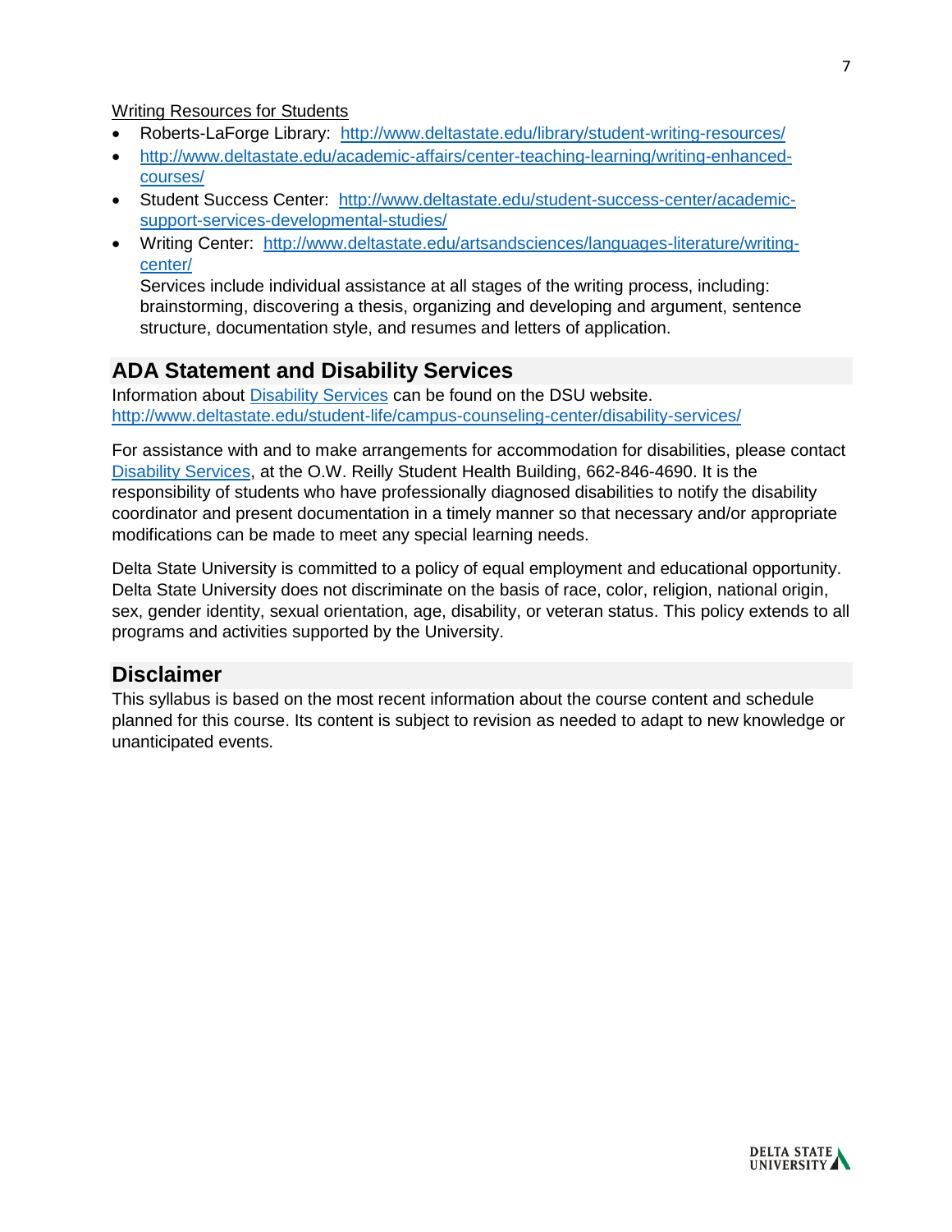Writing Resources for Students

- Roberts-LaForge Library: http://www.deltastate.edu/library/student-writing-resources/
- http://www.deltastate.edu/academic-affairs/center-teaching-learning/writing-enhanced-courses/
- Student Success Center: http://www.deltastate.edu/student-success-center/academic-support-services-developmental-studies/
- Writing Center: http://www.deltastate.edu/artsandsciences/languages-literature/writing-center/
  Services include individual assistance at all stages of the writing process, including: brainstorming, discovering a thesis, organizing and developing and argument, sentence structure, documentation style, and resumes and letters of application.

## ADA Statement and Disability Services

Information about Disability Services can be found on the DSU website.
http://www.deltastate.edu/student-life/campus-counseling-center/disability-services/

For assistance with and to make arrangements for accommodation for disabilities, please contact Disability Services, at the O.W. Reilly Student Health Building, 662-846-4690. It is the responsibility of students who have professionally diagnosed disabilities to notify the disability coordinator and present documentation in a timely manner so that necessary and/or appropriate modifications can be made to meet any special learning needs.

Delta State University is committed to a policy of equal employment and educational opportunity. Delta State University does not discriminate on the basis of race, color, religion, national origin, sex, gender identity, sexual orientation, age, disability, or veteran status. This policy extends to all programs and activities supported by the University.

## Disclaimer

This syllabus is based on the most recent information about the course content and schedule planned for this course. Its content is subject to revision as needed to adapt to new knowledge or unanticipated events.